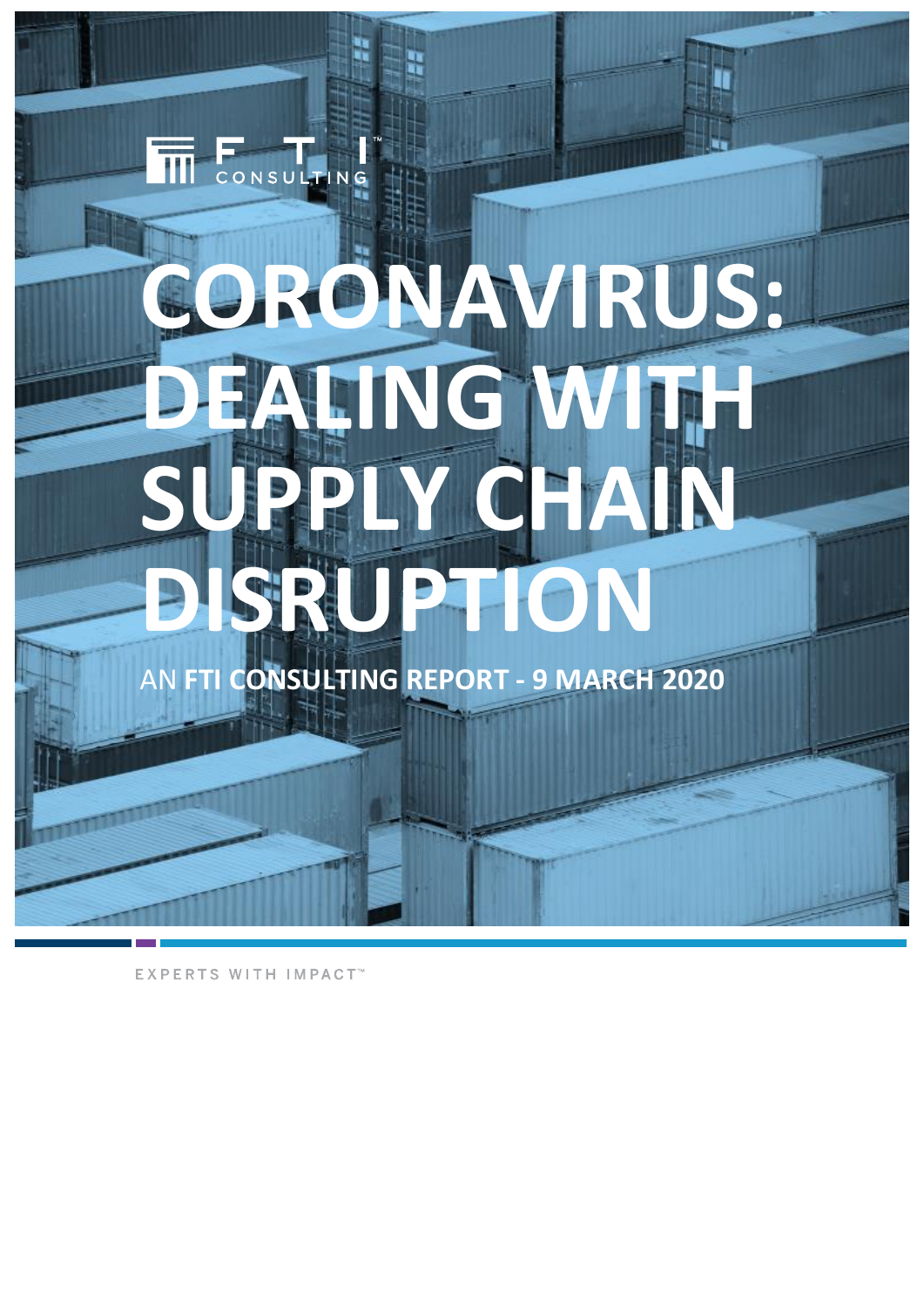FTI CONSULTING

# CORONAVIRUS: DEALING WITH SUPPLY CHAIN DISRUPTION

AN **FTI CONSULTING REPORT - 9 MARCH 2020**

EXPERTS WITH IMPACT™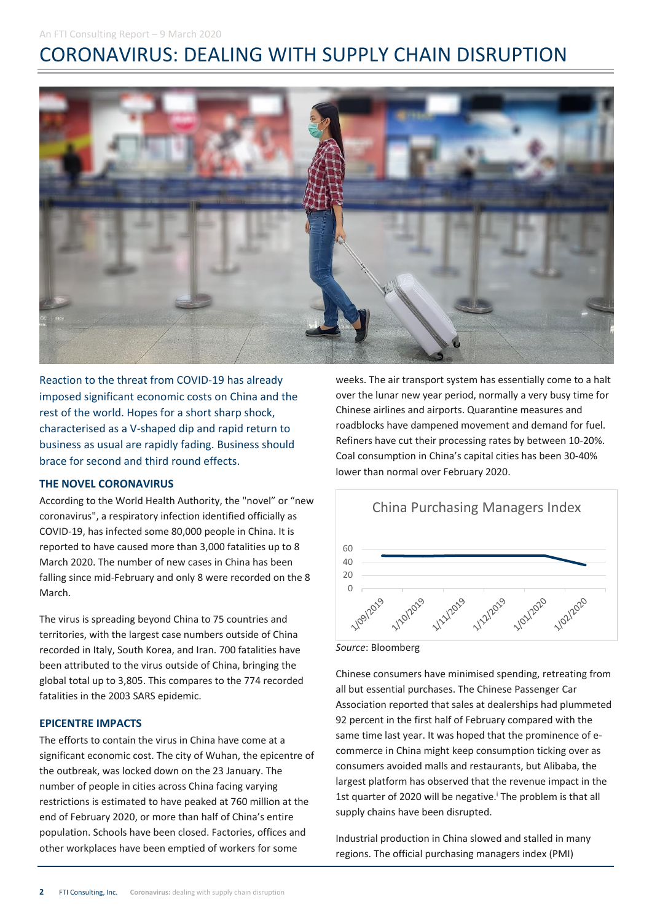An FTI Consulting Report – 9 March 2020

# CORONAVIRUS: DEALING WITH SUPPLY CHAIN DISRUPTION

Reaction to the threat from COVID-19 has already imposed significant economic costs on China and the rest of the world. Hopes for a short sharp shock, characterised as a V-shaped dip and rapid return to business as usual are rapidly fading. Business should brace for second and third round effects.

## THE NOVEL CORONAVIRUS

According to the World Health Authority, the "novel" or "new coronavirus", a respiratory infection identified officially as COVID-19, has infected some 80,000 people in China. It is reported to have caused more than 3,000 fatalities up to 8 March 2020. The number of new cases in China has been falling since mid-February and only 8 were recorded on the 8 March.

The virus is spreading beyond China to 75 countries and territories, with the largest case numbers outside of China recorded in Italy, South Korea, and Iran. 700 fatalities have been attributed to the virus outside of China, bringing the global total up to 3,805. This compares to the 774 recorded fatalities in the 2003 SARS epidemic.

## EPICENTRE IMPACTS

The efforts to contain the virus in China have come at a significant economic cost. The city of Wuhan, the epicentre of the outbreak, was locked down on the 23 January. The number of people in cities across China facing varying restrictions is estimated to have peaked at 760 million at the end of February 2020, or more than half of China's entire population. Schools have been closed. Factories, offices and other workplaces have been emptied of workers for some weeks. The air transport system has essentially come to a halt over the lunar new year period, normally a very busy time for Chinese airlines and airports. Quarantine measures and roadblocks have dampened movement and demand for fuel. Refiners have cut their processing rates by between 10-20%. Coal consumption in China's capital cities has been 30-40% lower than normal over February 2020.

China Purchasing Managers Index

*Source*: Bloomberg

Chinese consumers have minimised spending, retreating from all but essential purchases. The Chinese Passenger Car Association reported that sales at dealerships had plummeted 92 percent in the first half of February compared with the same time last year. It was hoped that the prominence of e-commerce in China might keep consumption ticking over as consumers avoided malls and restaurants, but Alibaba, the largest platform has observed that the revenue impact in the 1st quarter of 2020 will be negative.[i] The problem is that all supply chains have been disrupted.

Industrial production in China slowed and stalled in many regions. The official purchasing managers index (PMI)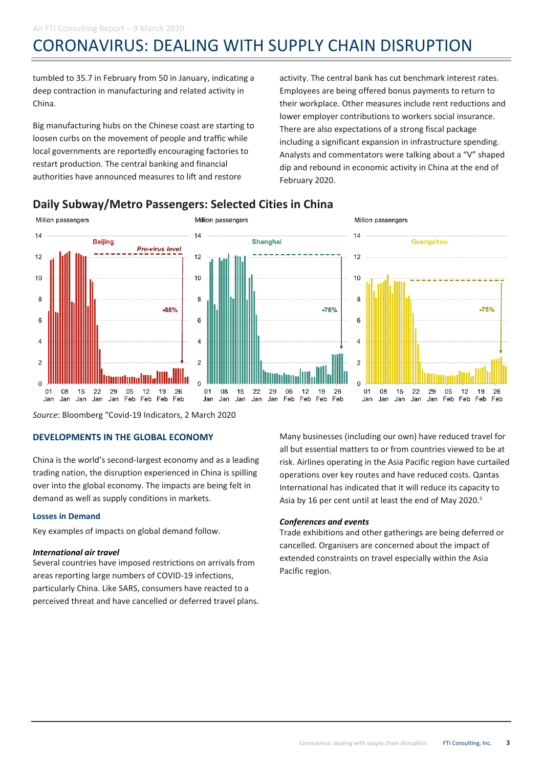tumbled to 35.7 in February from 50 in January, indicating a deep contraction in manufacturing and related activity in China.

Big manufacturing hubs on the Chinese coast are starting to loosen curbs on the movement of people and traffic while local governments are reportedly encouraging factories to restart production. The central banking and financial authorities have announced measures to lift and restore activity. The central bank has cut benchmark interest rates. Employees are being offered bonus payments to return to their workplace. Other measures include rent reductions and lower employer contributions to workers social insurance. There are also expectations of a strong fiscal package including a significant expansion in infrastructure spending. Analysts and commentators were talking about a "V" shaped dip and rebound in economic activity in China at the end of February 2020.

## Daily Subway/Metro Passengers: Selected Cities in China

*Source*: Bloomberg "Covid-19 Indicators, 2 March 2020

### DEVELOPMENTS IN THE GLOBAL ECONOMY

China is the world's second-largest economy and as a leading trading nation, the disruption experienced in China is spilling over into the global economy. The impacts are being felt in demand as well as supply conditions in markets.

#### Losses in Demand

Key examples of impacts on global demand follow.

***International air travel***

Several countries have imposed restrictions on arrivals from areas reporting large numbers of COVID-19 infections, particularly China. Like SARS, consumers have reacted to a perceived threat and have cancelled or deferred travel plans. Many businesses (including our own) have reduced travel for all but essential matters to or from countries viewed to be at risk. Airlines operating in the Asia Pacific region have curtailed operations over key routes and have reduced costs. Qantas International has indicated that it will reduce its capacity to Asia by 16 per cent until at least the end of May 2020.[ii]

***Conferences and events***

Trade exhibitions and other gatherings are being deferred or cancelled. Organisers are concerned about the impact of extended constraints on travel especially within the Asia Pacific region.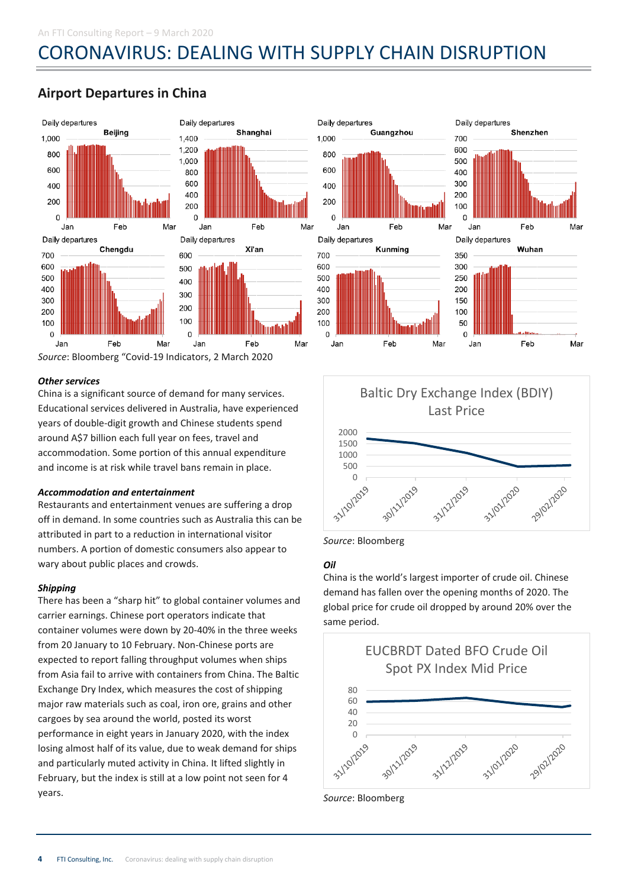## Airport Departures in China

Source: Bloomberg "Covid-19 Indicators, 2 March 2020

### *Other services*

China is a significant source of demand for many services. Educational services delivered in Australia, have experienced years of double-digit growth and Chinese students spend around A$7 billion each full year on fees, travel and accommodation. Some portion of this annual expenditure and income is at risk while travel bans remain in place.

### *Accommodation and entertainment*

Restaurants and entertainment venues are suffering a drop off in demand. In some countries such as Australia this can be attributed in part to a reduction in international visitor numbers. A portion of domestic consumers also appear to wary about public places and crowds.

### *Shipping*

There has been a "sharp hit" to global container volumes and carrier earnings. Chinese port operators indicate that container volumes were down by 20-40% in the three weeks from 20 January to 10 February. Non-Chinese ports are expected to report falling throughput volumes when ships from Asia fail to arrive with containers from China. The Baltic Exchange Dry Index, which measures the cost of shipping major raw materials such as coal, iron ore, grains and other cargoes by sea around the world, posted its worst performance in eight years in January 2020, with the index losing almost half of its value, due to weak demand for ships and particularly muted activity in China. It lifted slightly in February, but the index is still at a low point not seen for 4 years.

Baltic Dry Exchange Index (BDIY) Last Price

*Source*: Bloomberg

### *Oil*

China is the world's largest importer of crude oil. Chinese demand has fallen over the opening months of 2020. The global price for crude oil dropped by around 20% over the same period.

EUCBRDT Dated BFO Crude Oil Spot PX Index Mid Price

*Source*: Bloomberg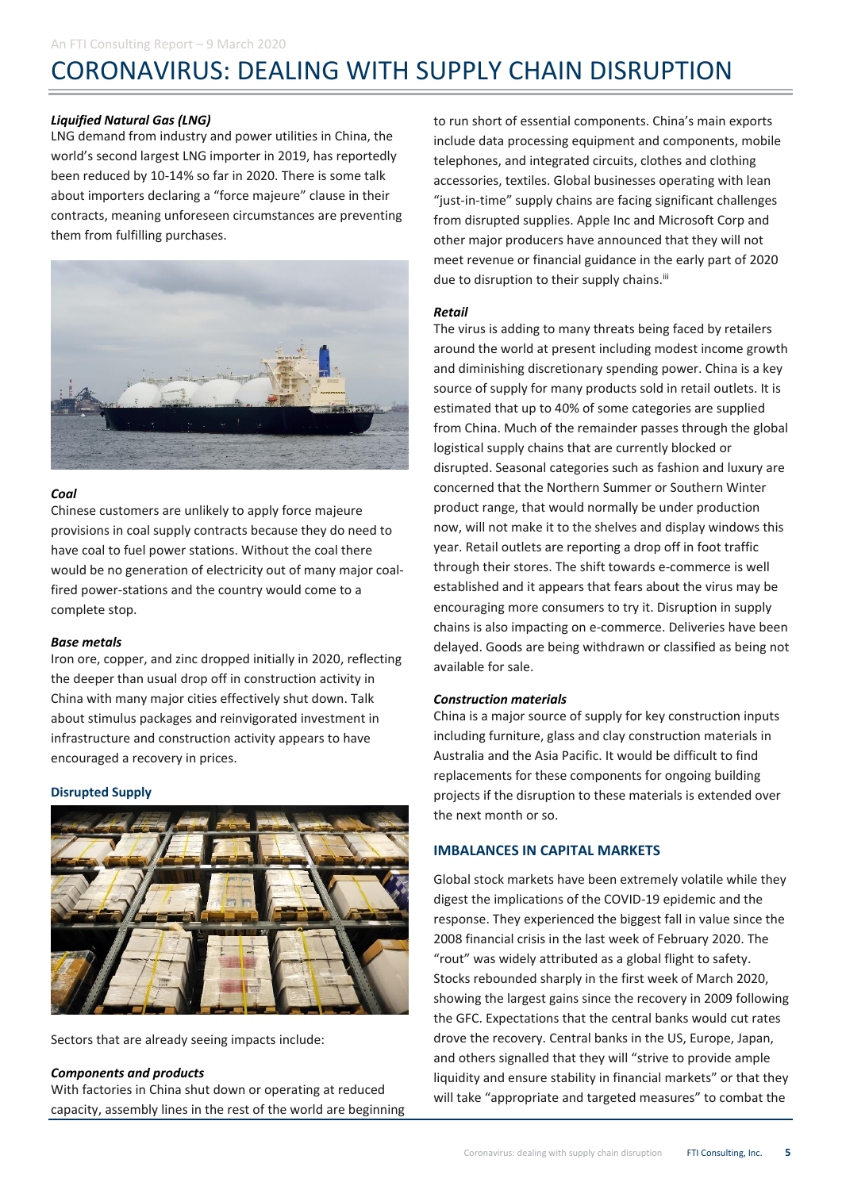### *Liquified Natural Gas (LNG)*

LNG demand from industry and power utilities in China, the world's second largest LNG importer in 2019, has reportedly been reduced by 10-14% so far in 2020. There is some talk about importers declaring a "force majeure" clause in their contracts, meaning unforeseen circumstances are preventing them from fulfilling purchases.

### *Coal*

Chinese customers are unlikely to apply force majeure provisions in coal supply contracts because they do need to have coal to fuel power stations. Without the coal there would be no generation of electricity out of many major coal-fired power-stations and the country would come to a complete stop.

### *Base metals*

Iron ore, copper, and zinc dropped initially in 2020, reflecting the deeper than usual drop off in construction activity in China with many major cities effectively shut down. Talk about stimulus packages and reinvigorated investment in infrastructure and construction activity appears to have encouraged a recovery in prices.

## Disrupted Supply

Sectors that are already seeing impacts include:

### *Components and products*

With factories in China shut down or operating at reduced capacity, assembly lines in the rest of the world are beginning to run short of essential components. China's main exports include data processing equipment and components, mobile telephones, and integrated circuits, clothes and clothing accessories, textiles. Global businesses operating with lean "just-in-time" supply chains are facing significant challenges from disrupted supplies. Apple Inc and Microsoft Corp and other major producers have announced that they will not meet revenue or financial guidance in the early part of 2020 due to disruption to their supply chains.[iii]

### *Retail*

The virus is adding to many threats being faced by retailers around the world at present including modest income growth and diminishing discretionary spending power. China is a key source of supply for many products sold in retail outlets. It is estimated that up to 40% of some categories are supplied from China. Much of the remainder passes through the global logistical supply chains that are currently blocked or disrupted. Seasonal categories such as fashion and luxury are concerned that the Northern Summer or Southern Winter product range, that would normally be under production now, will not make it to the shelves and display windows this year. Retail outlets are reporting a drop off in foot traffic through their stores. The shift towards e-commerce is well established and it appears that fears about the virus may be encouraging more consumers to try it. Disruption in supply chains is also impacting on e-commerce. Deliveries have been delayed. Goods are being withdrawn or classified as being not available for sale.

### *Construction materials*

China is a major source of supply for key construction inputs including furniture, glass and clay construction materials in Australia and the Asia Pacific. It would be difficult to find replacements for these components for ongoing building projects if the disruption to these materials is extended over the next month or so.

## IMBALANCES IN CAPITAL MARKETS

Global stock markets have been extremely volatile while they digest the implications of the COVID-19 epidemic and the response. They experienced the biggest fall in value since the 2008 financial crisis in the last week of February 2020. The "rout" was widely attributed as a global flight to safety. Stocks rebounded sharply in the first week of March 2020, showing the largest gains since the recovery in 2009 following the GFC. Expectations that the central banks would cut rates drove the recovery. Central banks in the US, Europe, Japan, and others signalled that they will "strive to provide ample liquidity and ensure stability in financial markets" or that they will take "appropriate and targeted measures" to combat the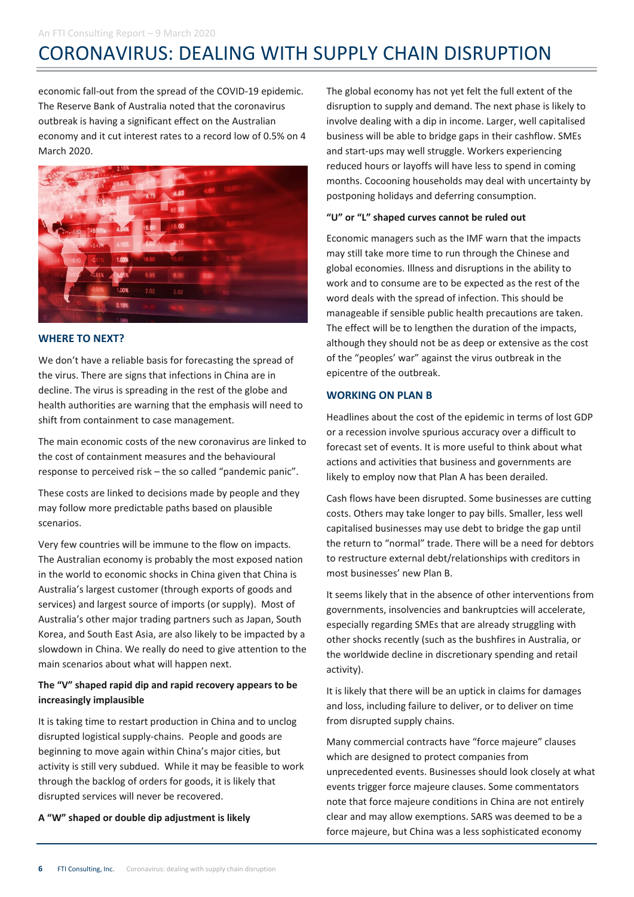economic fall-out from the spread of the COVID-19 epidemic. The Reserve Bank of Australia noted that the coronavirus outbreak is having a significant effect on the Australian economy and it cut interest rates to a record low of 0.5% on 4 March 2020.

## WHERE TO NEXT?

We don't have a reliable basis for forecasting the spread of the virus. There are signs that infections in China are in decline. The virus is spreading in the rest of the globe and health authorities are warning that the emphasis will need to shift from containment to case management.

The main economic costs of the new coronavirus are linked to the cost of containment measures and the behavioural response to perceived risk – the so called "pandemic panic".

These costs are linked to decisions made by people and they may follow more predictable paths based on plausible scenarios.

Very few countries will be immune to the flow on impacts. The Australian economy is probably the most exposed nation in the world to economic shocks in China given that China is Australia's largest customer (through exports of goods and services) and largest source of imports (or supply). Most of Australia's other major trading partners such as Japan, South Korea, and South East Asia, are also likely to be impacted by a slowdown in China. We really do need to give attention to the main scenarios about what will happen next.

### The "V" shaped rapid dip and rapid recovery appears to be increasingly implausible

It is taking time to restart production in China and to unclog disrupted logistical supply-chains. People and goods are beginning to move again within China's major cities, but activity is still very subdued. While it may be feasible to work through the backlog of orders for goods, it is likely that disrupted services will never be recovered.

### A "W" shaped or double dip adjustment is likely

The global economy has not yet felt the full extent of the disruption to supply and demand. The next phase is likely to involve dealing with a dip in income. Larger, well capitalised business will be able to bridge gaps in their cashflow. SMEs and start-ups may well struggle. Workers experiencing reduced hours or layoffs will have less to spend in coming months. Cocooning households may deal with uncertainty by postponing holidays and deferring consumption.

### "U" or "L" shaped curves cannot be ruled out

Economic managers such as the IMF warn that the impacts may still take more time to run through the Chinese and global economies. Illness and disruptions in the ability to work and to consume are to be expected as the rest of the word deals with the spread of infection. This should be manageable if sensible public health precautions are taken. The effect will be to lengthen the duration of the impacts, although they should not be as deep or extensive as the cost of the "peoples' war" against the virus outbreak in the epicentre of the outbreak.

## WORKING ON PLAN B

Headlines about the cost of the epidemic in terms of lost GDP or a recession involve spurious accuracy over a difficult to forecast set of events. It is more useful to think about what actions and activities that business and governments are likely to employ now that Plan A has been derailed.

Cash flows have been disrupted. Some businesses are cutting costs. Others may take longer to pay bills. Smaller, less well capitalised businesses may use debt to bridge the gap until the return to "normal" trade. There will be a need for debtors to restructure external debt/relationships with creditors in most businesses' new Plan B.

It seems likely that in the absence of other interventions from governments, insolvencies and bankruptcies will accelerate, especially regarding SMEs that are already struggling with other shocks recently (such as the bushfires in Australia, or the worldwide decline in discretionary spending and retail activity).

It is likely that there will be an uptick in claims for damages and loss, including failure to deliver, or to deliver on time from disrupted supply chains.

Many commercial contracts have "force majeure" clauses which are designed to protect companies from unprecedented events. Businesses should look closely at what events trigger force majeure clauses. Some commentators note that force majeure conditions in China are not entirely clear and may allow exemptions. SARS was deemed to be a force majeure, but China was a less sophisticated economy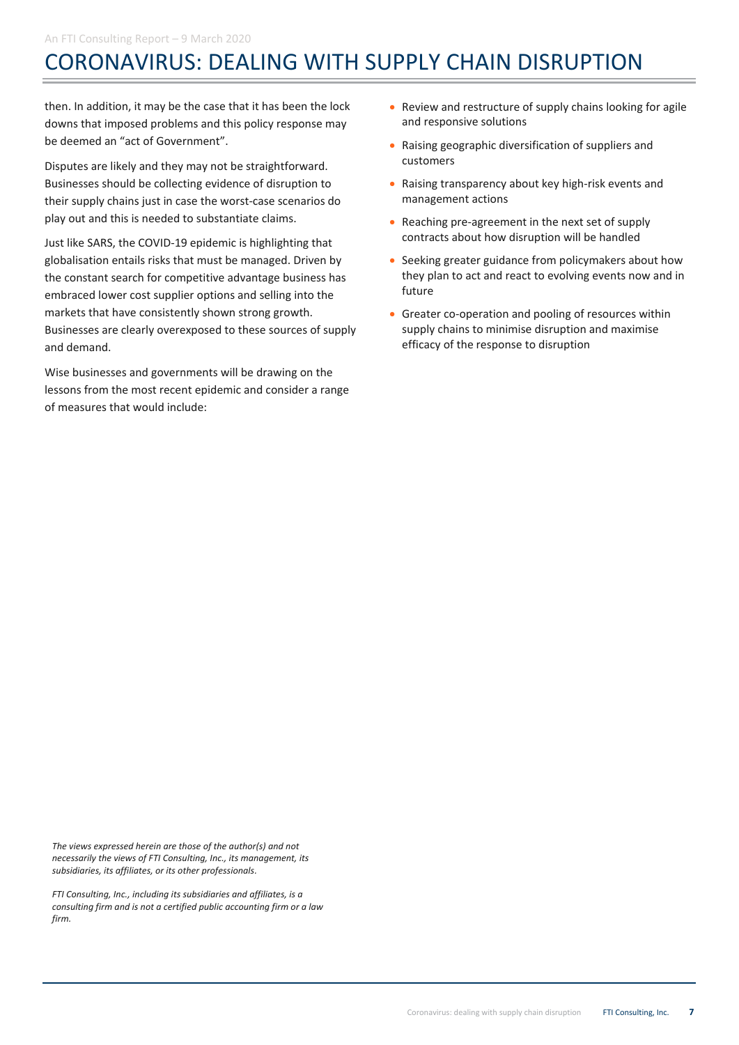then. In addition, it may be the case that it has been the lock downs that imposed problems and this policy response may be deemed an "act of Government".

Disputes are likely and they may not be straightforward. Businesses should be collecting evidence of disruption to their supply chains just in case the worst-case scenarios do play out and this is needed to substantiate claims.

Just like SARS, the COVID-19 epidemic is highlighting that globalisation entails risks that must be managed. Driven by the constant search for competitive advantage business has embraced lower cost supplier options and selling into the markets that have consistently shown strong growth. Businesses are clearly overexposed to these sources of supply and demand.

Wise businesses and governments will be drawing on the lessons from the most recent epidemic and consider a range of measures that would include:

- Review and restructure of supply chains looking for agile and responsive solutions
- Raising geographic diversification of suppliers and customers
- Raising transparency about key high-risk events and management actions
- Reaching pre-agreement in the next set of supply contracts about how disruption will be handled
- Seeking greater guidance from policymakers about how they plan to act and react to evolving events now and in future
- Greater co-operation and pooling of resources within supply chains to minimise disruption and maximise efficacy of the response to disruption

*The views expressed herein are those of the author(s) and not necessarily the views of FTI Consulting, Inc., its management, its subsidiaries, its affiliates, or its other professionals.*

*FTI Consulting, Inc., including its subsidiaries and affiliates, is a consulting firm and is not a certified public accounting firm or a law firm.*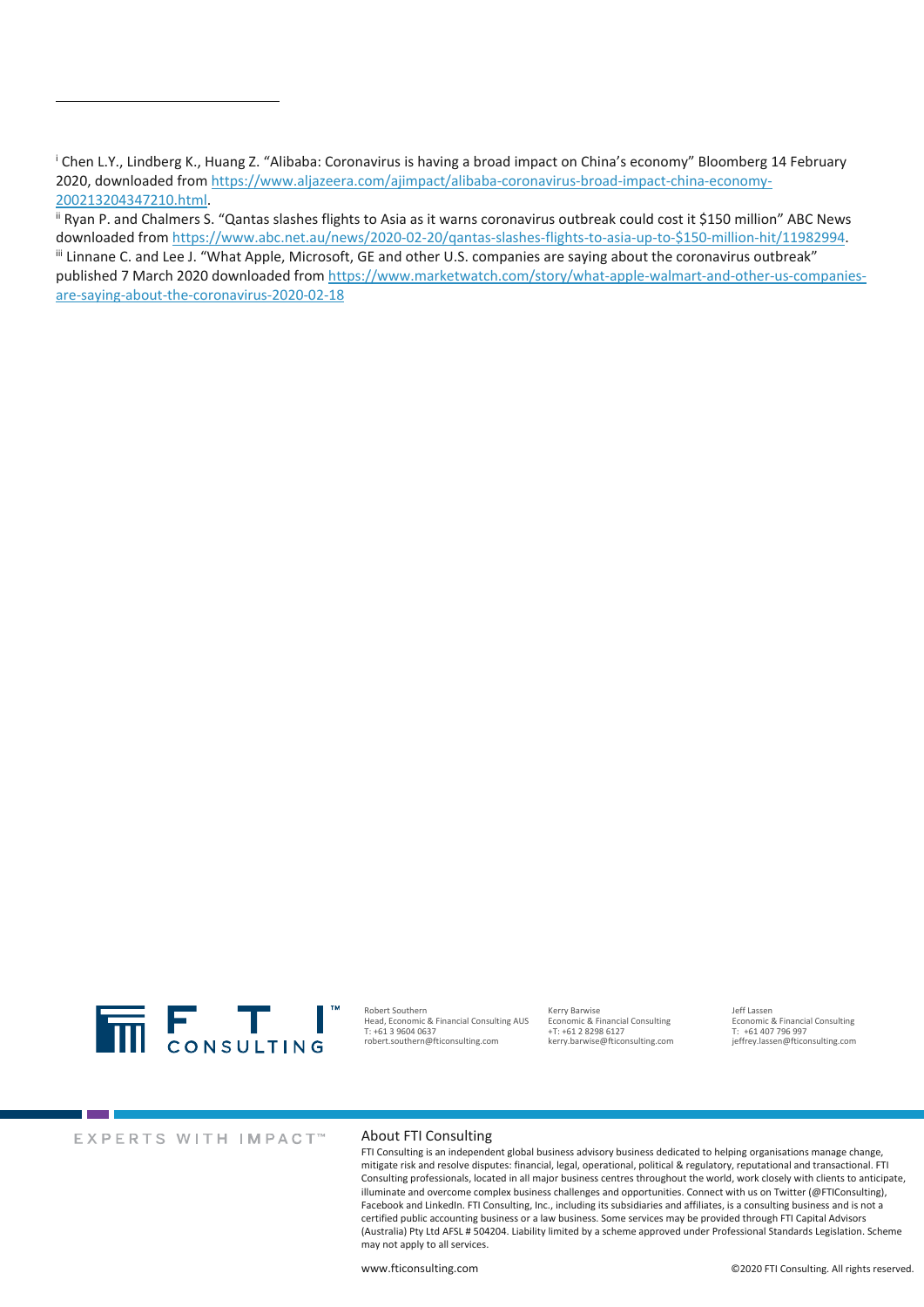---

[i] Chen L.Y., Lindberg K., Huang Z. "Alibaba: Coronavirus is having a broad impact on China's economy" Bloomberg 14 February 2020, downloaded from https://www.aljazeera.com/ajimpact/alibaba-coronavirus-broad-impact-china-economy-200213204347210.html.

[ii] Ryan P. and Chalmers S. "Qantas slashes flights to Asia as it warns coronavirus outbreak could cost it $150 million" ABC News downloaded from https://www.abc.net.au/news/2020-02-20/qantas-slashes-flights-to-asia-up-to-$150-million-hit/11982994.

[iii] Linnane C. and Lee J. "What Apple, Microsoft, GE and other U.S. companies are saying about the coronavirus outbreak" published 7 March 2020 downloaded from https://www.marketwatch.com/story/what-apple-walmart-and-other-us-companies-are-saying-about-the-coronavirus-2020-02-18

FTI CONSULTING

Robert Southern
Head, Economic & Financial Consulting AUS
T: +61 3 9604 0637
robert.southern@fticonsulting.com

Kerry Barwise
Economic & Financial Consulting
+T: +61 2 8298 6127
kerry.barwise@fticonsulting.com

Jeff Lassen
Economic & Financial Consulting
T: +61 407 796 997
jeffrey.lassen@fticonsulting.com

EXPERTS WITH IMPACT™

## About FTI Consulting

FTI Consulting is an independent global business advisory business dedicated to helping organisations manage change, mitigate risk and resolve disputes: financial, legal, operational, political & regulatory, reputational and transactional. FTI Consulting professionals, located in all major business centres throughout the world, work closely with clients to anticipate, illuminate and overcome complex business challenges and opportunities. Connect with us on Twitter (@FTIConsulting), Facebook and LinkedIn. FTI Consulting, Inc., including its subsidiaries and affiliates, is a consulting business and is not a certified public accounting business or a law business. Some services may be provided through FTI Capital Advisors (Australia) Pty Ltd AFSL # 504204. Liability limited by a scheme approved under Professional Standards Legislation. Scheme may not apply to all services.

www.fticonsulting.com

©2020 FTI Consulting. All rights reserved.